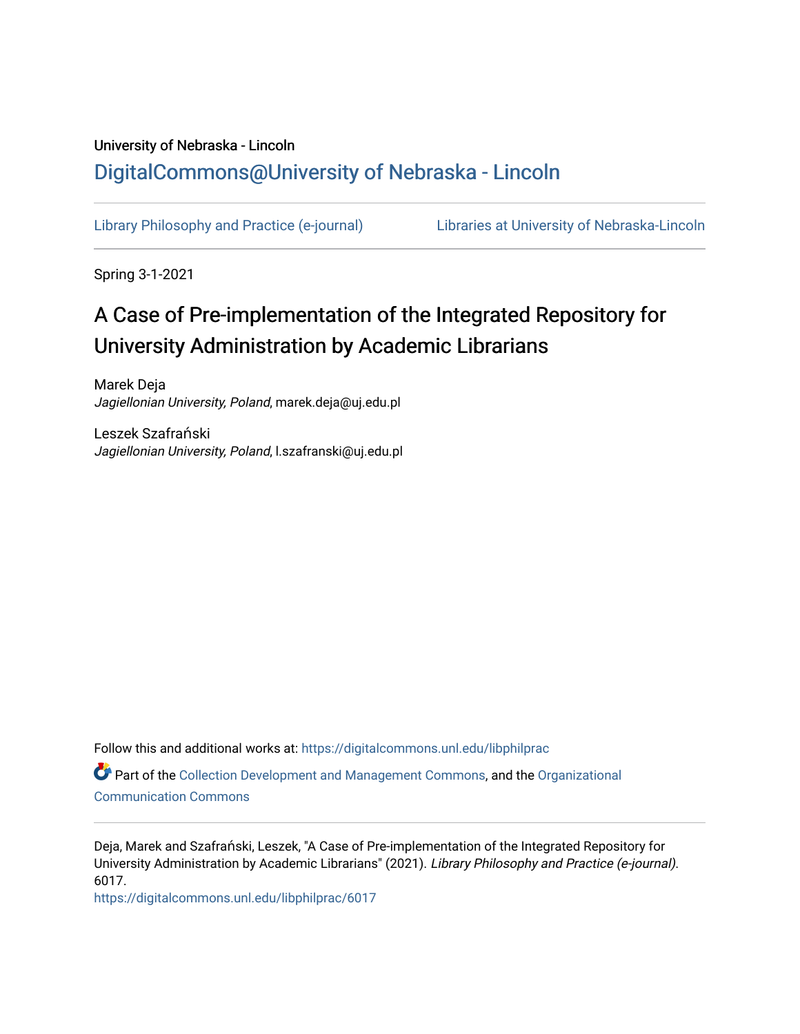University of Nebraska - Lincoln

DigitalCommons@University of Nebraska - Lincoln

Library Philosophy and Practice (e-journal) | Libraries at University of Nebraska-Lincoln

Spring 3-1-2021

# A Case of Pre-implementation of the Integrated Repository for University Administration by Academic Librarians

Marek Deja
*Jagiellonian University, Poland*, marek.deja@uj.edu.pl

Leszek Szafrański
*Jagiellonian University, Poland*, l.szafranski@uj.edu.pl

Follow this and additional works at: https://digitalcommons.unl.edu/libphilprac

Part of the Collection Development and Management Commons, and the Organizational Communication Commons

Deja, Marek and Szafrański, Leszek, "A Case of Pre-implementation of the Integrated Repository for University Administration by Academic Librarians" (2021). *Library Philosophy and Practice (e-journal)*. 6017.
https://digitalcommons.unl.edu/libphilprac/6017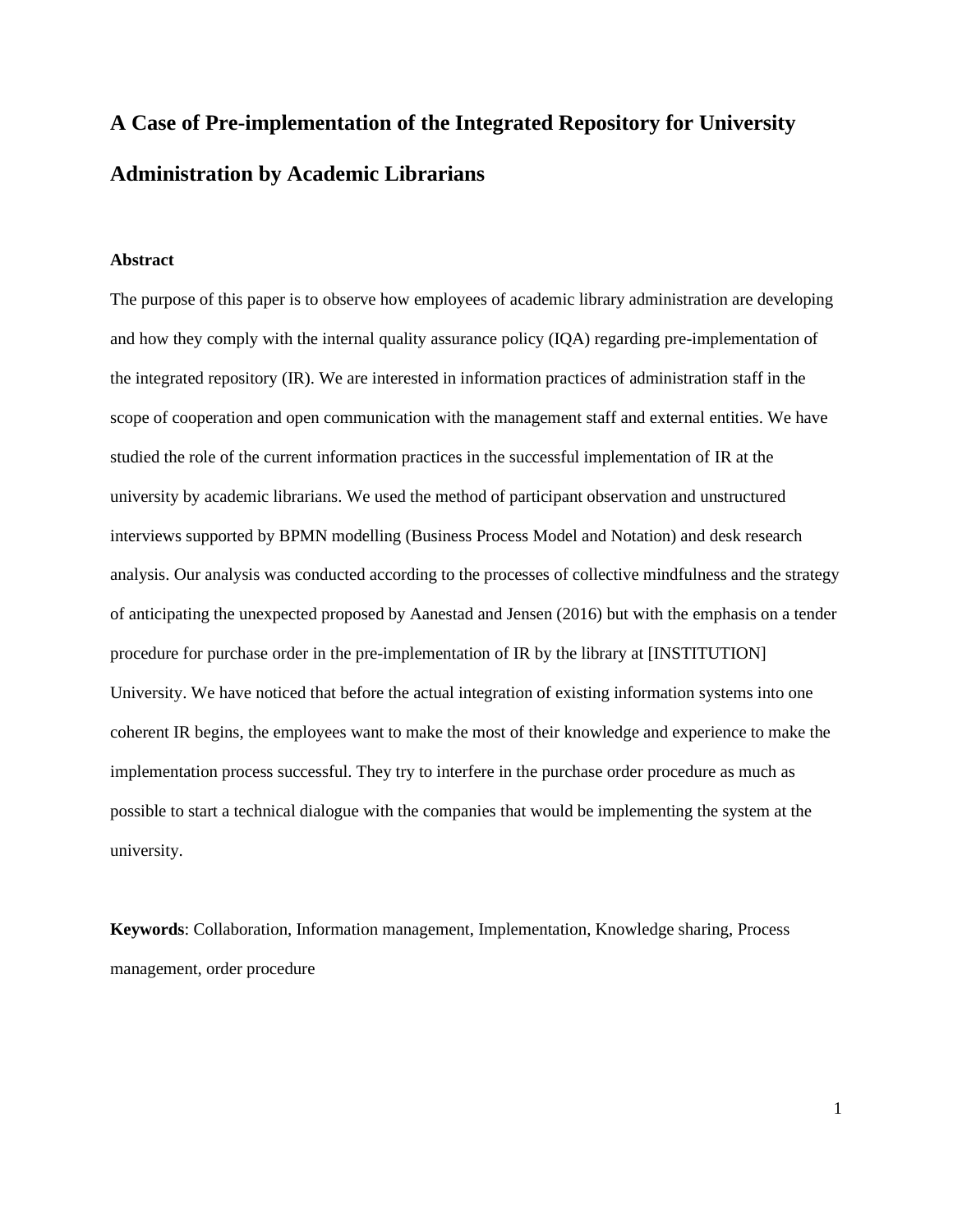# A Case of Pre-implementation of the Integrated Repository for University Administration by Academic Librarians

**Abstract**

The purpose of this paper is to observe how employees of academic library administration are developing and how they comply with the internal quality assurance policy (IQA) regarding pre-implementation of the integrated repository (IR). We are interested in information practices of administration staff in the scope of cooperation and open communication with the management staff and external entities. We have studied the role of the current information practices in the successful implementation of IR at the university by academic librarians. We used the method of participant observation and unstructured interviews supported by BPMN modelling (Business Process Model and Notation) and desk research analysis. Our analysis was conducted according to the processes of collective mindfulness and the strategy of anticipating the unexpected proposed by Aanestad and Jensen (2016) but with the emphasis on a tender procedure for purchase order in the pre-implementation of IR by the library at [INSTITUTION] University. We have noticed that before the actual integration of existing information systems into one coherent IR begins, the employees want to make the most of their knowledge and experience to make the implementation process successful. They try to interfere in the purchase order procedure as much as possible to start a technical dialogue with the companies that would be implementing the system at the university.

**Keywords**: Collaboration, Information management, Implementation, Knowledge sharing, Process management, order procedure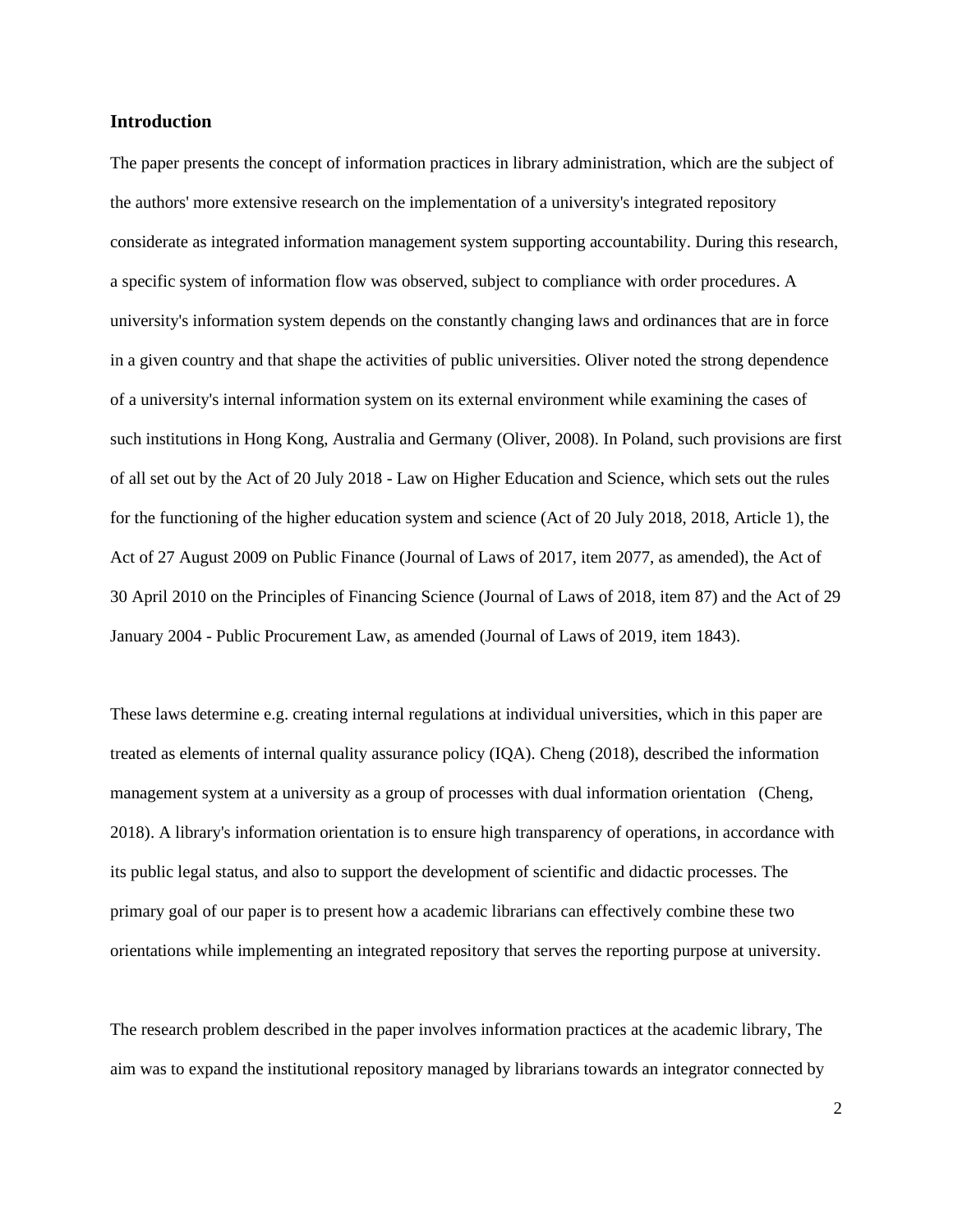## Introduction

The paper presents the concept of information practices in library administration, which are the subject of the authors' more extensive research on the implementation of a university's integrated repository considerate as integrated information management system supporting accountability. During this research, a specific system of information flow was observed, subject to compliance with order procedures. A university's information system depends on the constantly changing laws and ordinances that are in force in a given country and that shape the activities of public universities. Oliver noted the strong dependence of a university's internal information system on its external environment while examining the cases of such institutions in Hong Kong, Australia and Germany (Oliver, 2008). In Poland, such provisions are first of all set out by the Act of 20 July 2018 - Law on Higher Education and Science, which sets out the rules for the functioning of the higher education system and science (Act of 20 July 2018, 2018, Article 1), the Act of 27 August 2009 on Public Finance (Journal of Laws of 2017, item 2077, as amended), the Act of 30 April 2010 on the Principles of Financing Science (Journal of Laws of 2018, item 87) and the Act of 29 January 2004 - Public Procurement Law, as amended (Journal of Laws of 2019, item 1843).

These laws determine e.g. creating internal regulations at individual universities, which in this paper are treated as elements of internal quality assurance policy (IQA). Cheng (2018), described the information management system at a university as a group of processes with dual information orientation (Cheng, 2018). A library's information orientation is to ensure high transparency of operations, in accordance with its public legal status, and also to support the development of scientific and didactic processes. The primary goal of our paper is to present how a academic librarians can effectively combine these two orientations while implementing an integrated repository that serves the reporting purpose at university.

The research problem described in the paper involves information practices at the academic library, The aim was to expand the institutional repository managed by librarians towards an integrator connected by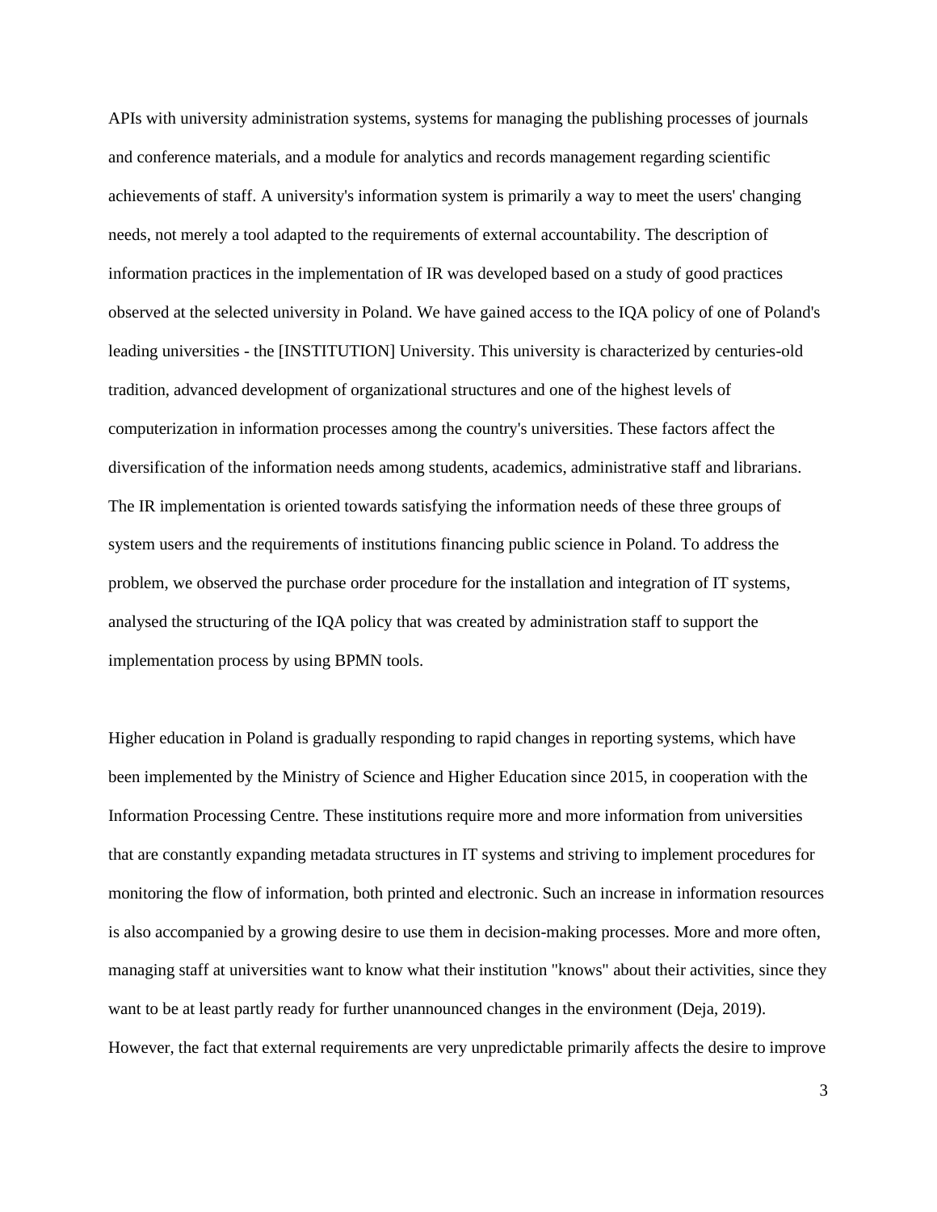APIs with university administration systems, systems for managing the publishing processes of journals and conference materials, and a module for analytics and records management regarding scientific achievements of staff. A university's information system is primarily a way to meet the users' changing needs, not merely a tool adapted to the requirements of external accountability. The description of information practices in the implementation of IR was developed based on a study of good practices observed at the selected university in Poland. We have gained access to the IQA policy of one of Poland's leading universities - the [INSTITUTION] University. This university is characterized by centuries-old tradition, advanced development of organizational structures and one of the highest levels of computerization in information processes among the country's universities. These factors affect the diversification of the information needs among students, academics, administrative staff and librarians. The IR implementation is oriented towards satisfying the information needs of these three groups of system users and the requirements of institutions financing public science in Poland. To address the problem, we observed the purchase order procedure for the installation and integration of IT systems, analysed the structuring of the IQA policy that was created by administration staff to support the implementation process by using BPMN tools.

Higher education in Poland is gradually responding to rapid changes in reporting systems, which have been implemented by the Ministry of Science and Higher Education since 2015, in cooperation with the Information Processing Centre. These institutions require more and more information from universities that are constantly expanding metadata structures in IT systems and striving to implement procedures for monitoring the flow of information, both printed and electronic. Such an increase in information resources is also accompanied by a growing desire to use them in decision-making processes. More and more often, managing staff at universities want to know what their institution "knows" about their activities, since they want to be at least partly ready for further unannounced changes in the environment (Deja, 2019). However, the fact that external requirements are very unpredictable primarily affects the desire to improve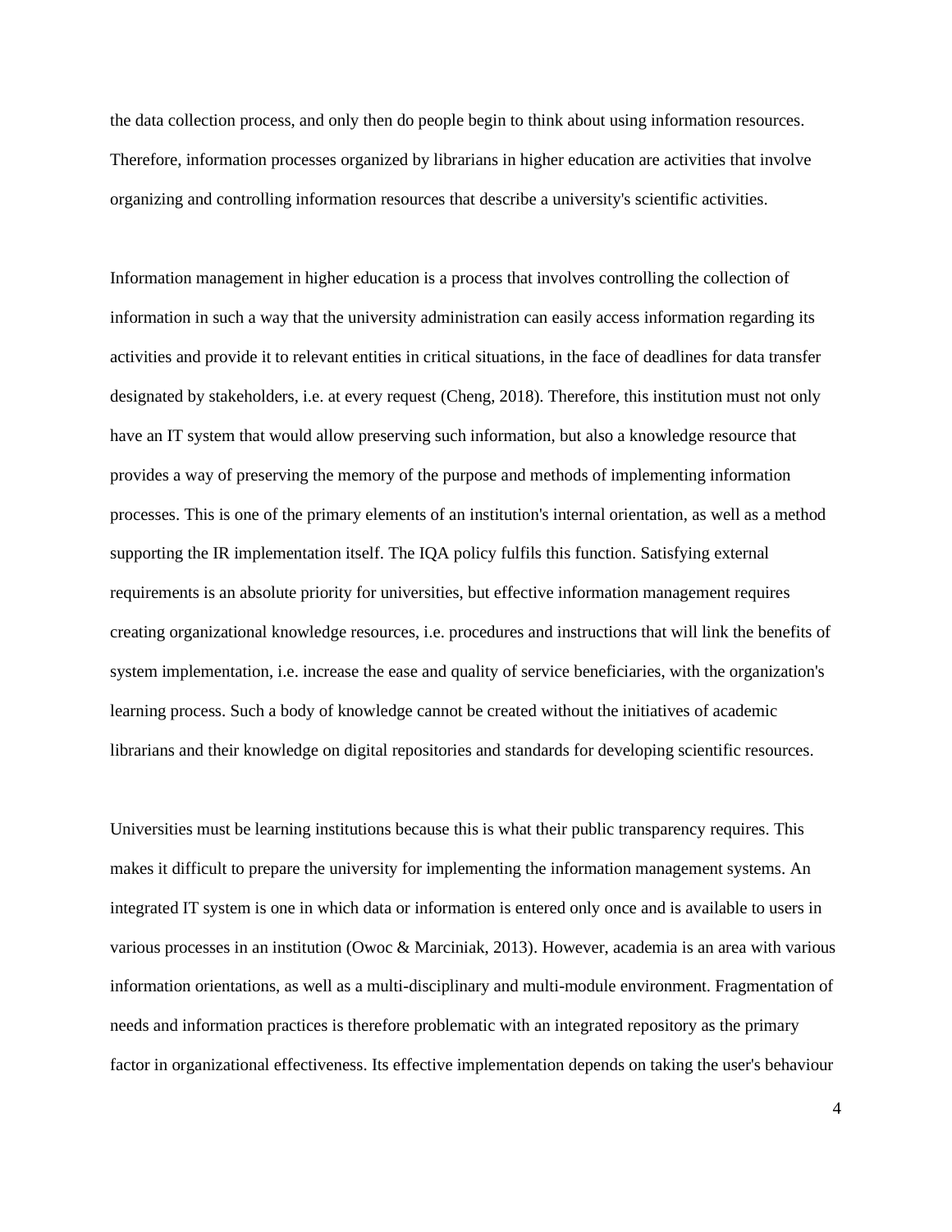the data collection process, and only then do people begin to think about using information resources. Therefore, information processes organized by librarians in higher education are activities that involve organizing and controlling information resources that describe a university's scientific activities.

Information management in higher education is a process that involves controlling the collection of information in such a way that the university administration can easily access information regarding its activities and provide it to relevant entities in critical situations, in the face of deadlines for data transfer designated by stakeholders, i.e. at every request (Cheng, 2018). Therefore, this institution must not only have an IT system that would allow preserving such information, but also a knowledge resource that provides a way of preserving the memory of the purpose and methods of implementing information processes. This is one of the primary elements of an institution's internal orientation, as well as a method supporting the IR implementation itself. The IQA policy fulfils this function. Satisfying external requirements is an absolute priority for universities, but effective information management requires creating organizational knowledge resources, i.e. procedures and instructions that will link the benefits of system implementation, i.e. increase the ease and quality of service beneficiaries, with the organization's learning process. Such a body of knowledge cannot be created without the initiatives of academic librarians and their knowledge on digital repositories and standards for developing scientific resources.

Universities must be learning institutions because this is what their public transparency requires. This makes it difficult to prepare the university for implementing the information management systems. An integrated IT system is one in which data or information is entered only once and is available to users in various processes in an institution (Owoc & Marciniak, 2013). However, academia is an area with various information orientations, as well as a multi-disciplinary and multi-module environment. Fragmentation of needs and information practices is therefore problematic with an integrated repository as the primary factor in organizational effectiveness. Its effective implementation depends on taking the user's behaviour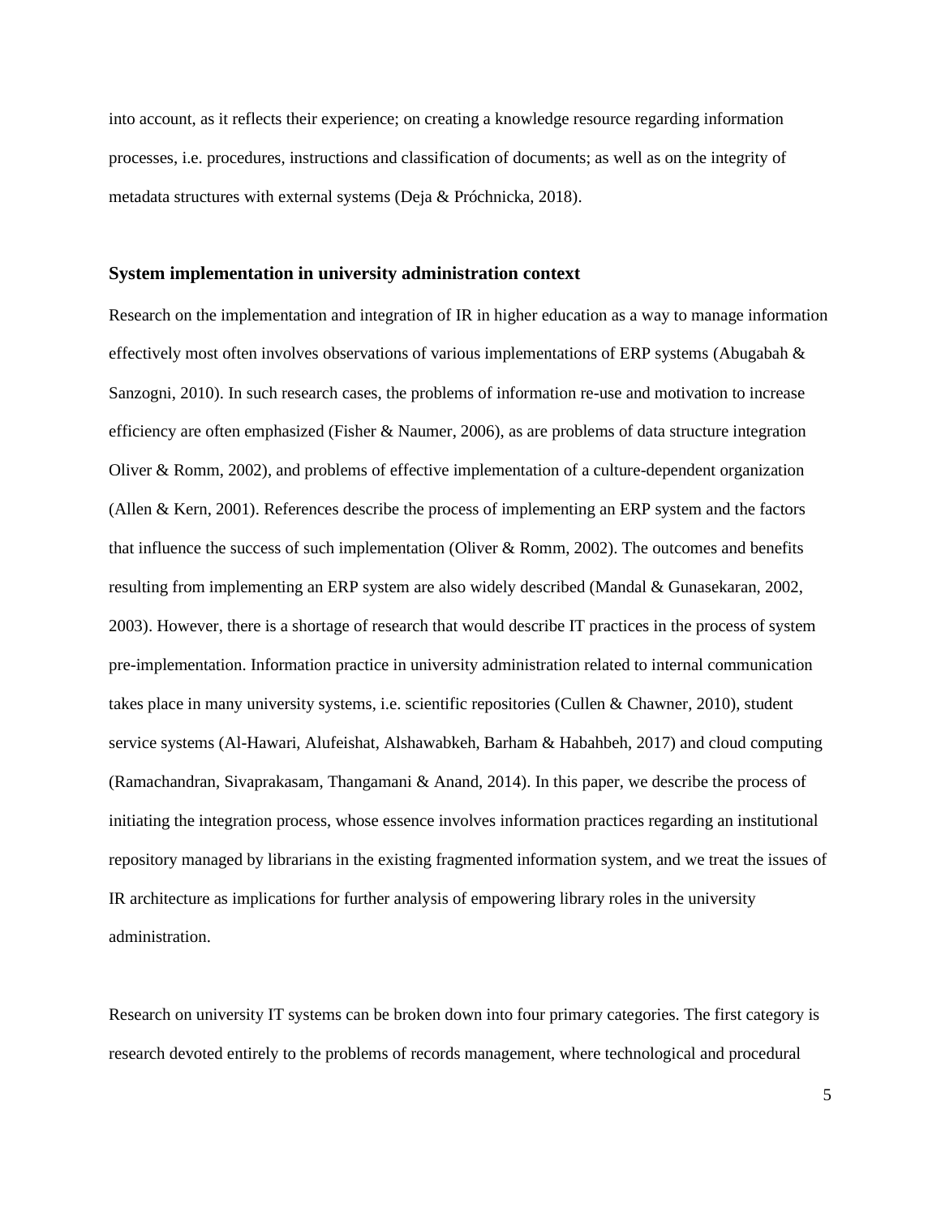into account, as it reflects their experience; on creating a knowledge resource regarding information processes, i.e. procedures, instructions and classification of documents; as well as on the integrity of metadata structures with external systems (Deja & Próchnicka, 2018).

## System implementation in university administration context

Research on the implementation and integration of IR in higher education as a way to manage information effectively most often involves observations of various implementations of ERP systems (Abugabah & Sanzogni, 2010). In such research cases, the problems of information re-use and motivation to increase efficiency are often emphasized (Fisher & Naumer, 2006), as are problems of data structure integration Oliver & Romm, 2002), and problems of effective implementation of a culture-dependent organization (Allen & Kern, 2001). References describe the process of implementing an ERP system and the factors that influence the success of such implementation (Oliver & Romm, 2002). The outcomes and benefits resulting from implementing an ERP system are also widely described (Mandal & Gunasekaran, 2002, 2003). However, there is a shortage of research that would describe IT practices in the process of system pre-implementation. Information practice in university administration related to internal communication takes place in many university systems, i.e. scientific repositories (Cullen & Chawner, 2010), student service systems (Al-Hawari, Alufeishat, Alshawabkeh, Barham & Habahbeh, 2017) and cloud computing (Ramachandran, Sivaprakasam, Thangamani & Anand, 2014). In this paper, we describe the process of initiating the integration process, whose essence involves information practices regarding an institutional repository managed by librarians in the existing fragmented information system, and we treat the issues of IR architecture as implications for further analysis of empowering library roles in the university administration.

Research on university IT systems can be broken down into four primary categories. The first category is research devoted entirely to the problems of records management, where technological and procedural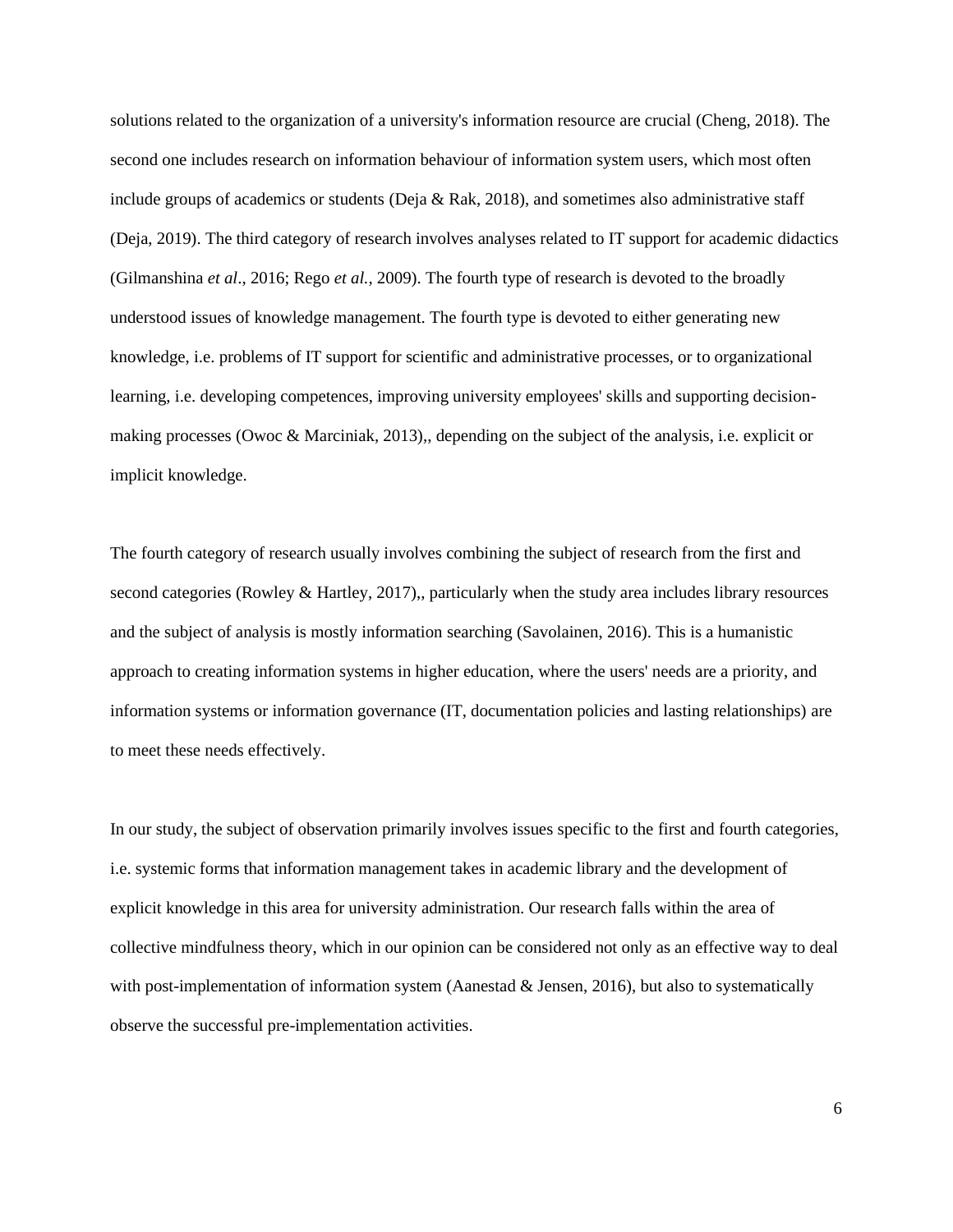solutions related to the organization of a university's information resource are crucial (Cheng, 2018). The second one includes research on information behaviour of information system users, which most often include groups of academics or students (Deja & Rak, 2018), and sometimes also administrative staff (Deja, 2019). The third category of research involves analyses related to IT support for academic didactics (Gilmanshina *et al*., 2016; Rego *et al.*, 2009). The fourth type of research is devoted to the broadly understood issues of knowledge management. The fourth type is devoted to either generating new knowledge, i.e. problems of IT support for scientific and administrative processes, or to organizational learning, i.e. developing competences, improving university employees' skills and supporting decision-making processes (Owoc & Marciniak, 2013),, depending on the subject of the analysis, i.e. explicit or implicit knowledge.

The fourth category of research usually involves combining the subject of research from the first and second categories (Rowley & Hartley, 2017),, particularly when the study area includes library resources and the subject of analysis is mostly information searching (Savolainen, 2016). This is a humanistic approach to creating information systems in higher education, where the users' needs are a priority, and information systems or information governance (IT, documentation policies and lasting relationships) are to meet these needs effectively.

In our study, the subject of observation primarily involves issues specific to the first and fourth categories, i.e. systemic forms that information management takes in academic library and the development of explicit knowledge in this area for university administration. Our research falls within the area of collective mindfulness theory, which in our opinion can be considered not only as an effective way to deal with post-implementation of information system (Aanestad & Jensen, 2016), but also to systematically observe the successful pre-implementation activities.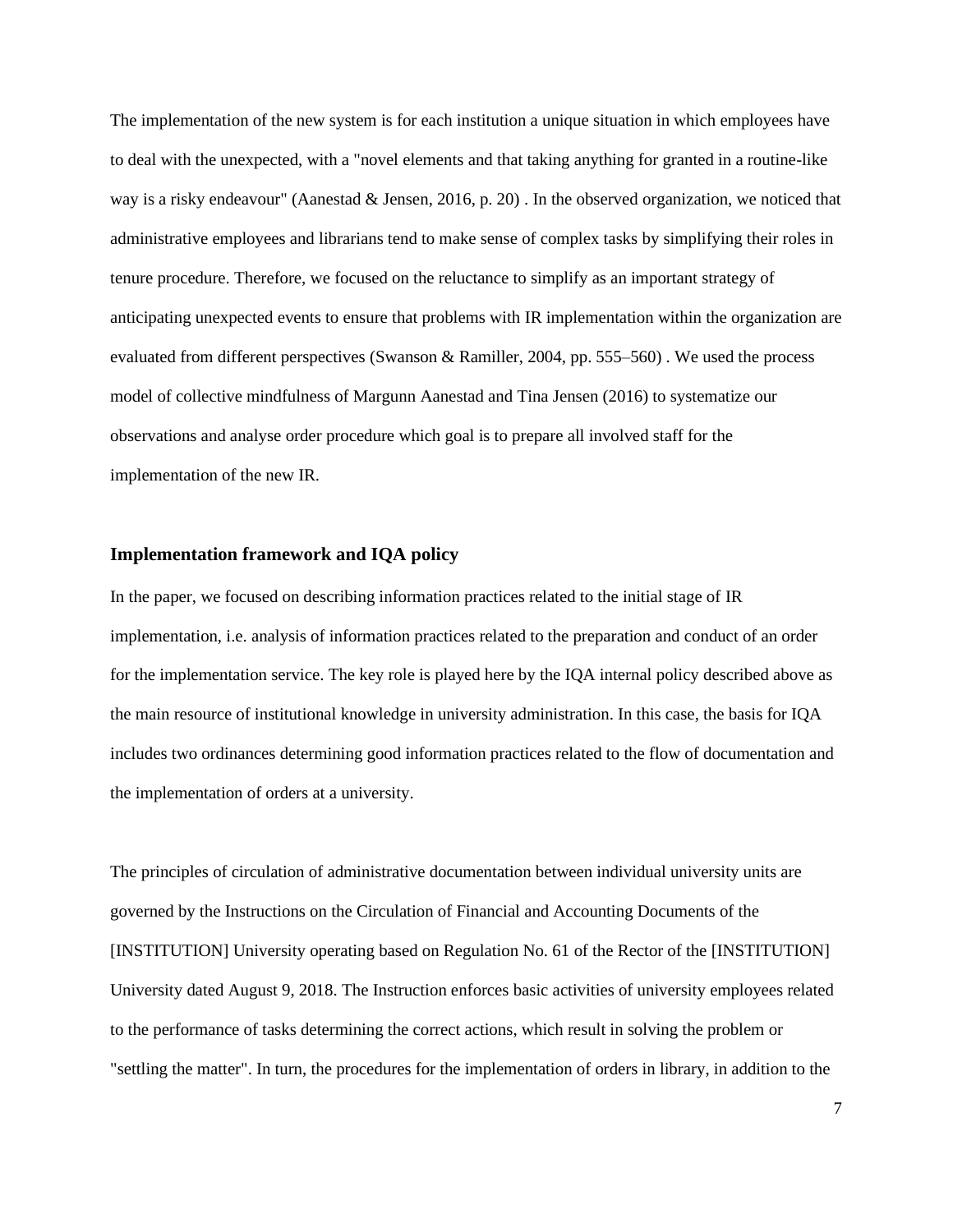The implementation of the new system is for each institution a unique situation in which employees have to deal with the unexpected, with a "novel elements and that taking anything for granted in a routine-like way is a risky endeavour" (Aanestad & Jensen, 2016, p. 20) . In the observed organization, we noticed that administrative employees and librarians tend to make sense of complex tasks by simplifying their roles in tenure procedure. Therefore, we focused on the reluctance to simplify as an important strategy of anticipating unexpected events to ensure that problems with IR implementation within the organization are evaluated from different perspectives (Swanson & Ramiller, 2004, pp. 555–560) . We used the process model of collective mindfulness of Margunn Aanestad and Tina Jensen (2016) to systematize our observations and analyse order procedure which goal is to prepare all involved staff for the implementation of the new IR.

### Implementation framework and IQA policy

In the paper, we focused on describing information practices related to the initial stage of IR implementation, i.e. analysis of information practices related to the preparation and conduct of an order for the implementation service. The key role is played here by the IQA internal policy described above as the main resource of institutional knowledge in university administration. In this case, the basis for IQA includes two ordinances determining good information practices related to the flow of documentation and the implementation of orders at a university.

The principles of circulation of administrative documentation between individual university units are governed by the Instructions on the Circulation of Financial and Accounting Documents of the [INSTITUTION] University operating based on Regulation No. 61 of the Rector of the [INSTITUTION] University dated August 9, 2018. The Instruction enforces basic activities of university employees related to the performance of tasks determining the correct actions, which result in solving the problem or "settling the matter". In turn, the procedures for the implementation of orders in library, in addition to the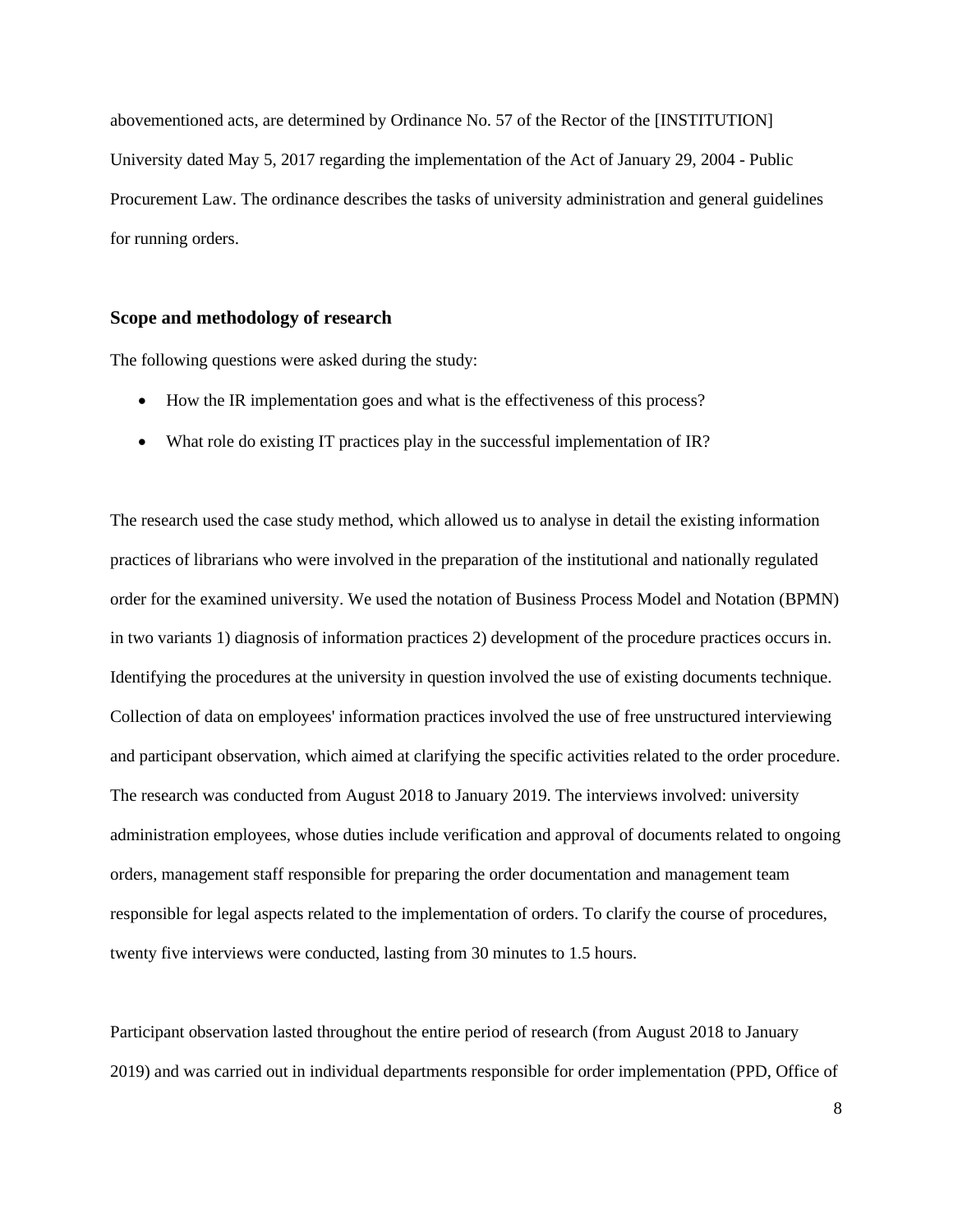abovementioned acts, are determined by Ordinance No. 57 of the Rector of the [INSTITUTION] University dated May 5, 2017 regarding the implementation of the Act of January 29, 2004 - Public Procurement Law. The ordinance describes the tasks of university administration and general guidelines for running orders.

## Scope and methodology of research

The following questions were asked during the study:

- How the IR implementation goes and what is the effectiveness of this process?
- What role do existing IT practices play in the successful implementation of IR?

The research used the case study method, which allowed us to analyse in detail the existing information practices of librarians who were involved in the preparation of the institutional and nationally regulated order for the examined university. We used the notation of Business Process Model and Notation (BPMN) in two variants 1) diagnosis of information practices 2) development of the procedure practices occurs in. Identifying the procedures at the university in question involved the use of existing documents technique. Collection of data on employees' information practices involved the use of free unstructured interviewing and participant observation, which aimed at clarifying the specific activities related to the order procedure. The research was conducted from August 2018 to January 2019. The interviews involved: university administration employees, whose duties include verification and approval of documents related to ongoing orders, management staff responsible for preparing the order documentation and management team responsible for legal aspects related to the implementation of orders. To clarify the course of procedures, twenty five interviews were conducted, lasting from 30 minutes to 1.5 hours.

Participant observation lasted throughout the entire period of research (from August 2018 to January 2019) and was carried out in individual departments responsible for order implementation (PPD, Office of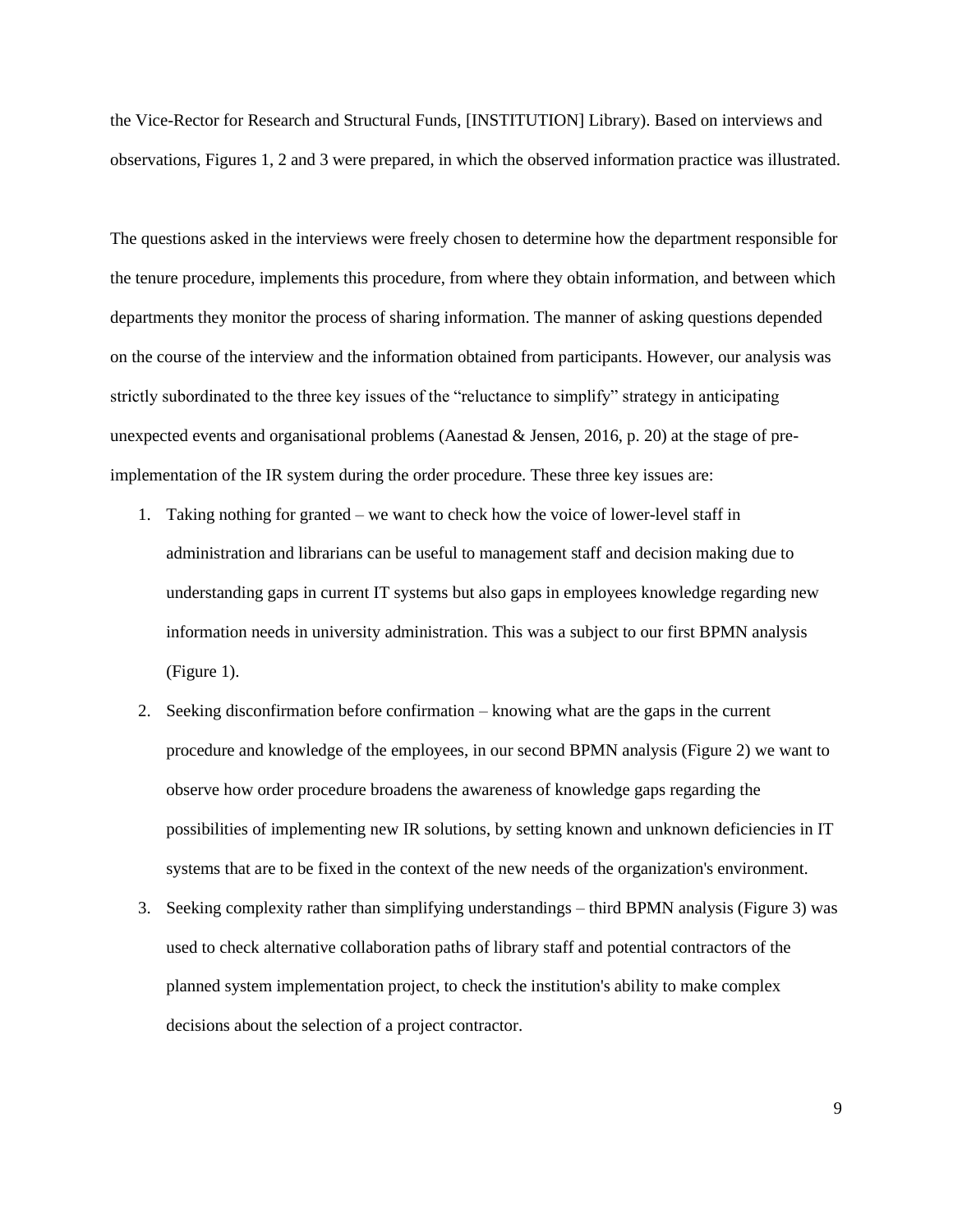the Vice-Rector for Research and Structural Funds, [INSTITUTION] Library). Based on interviews and observations, Figures 1, 2 and 3 were prepared, in which the observed information practice was illustrated.

The questions asked in the interviews were freely chosen to determine how the department responsible for the tenure procedure, implements this procedure, from where they obtain information, and between which departments they monitor the process of sharing information. The manner of asking questions depended on the course of the interview and the information obtained from participants. However, our analysis was strictly subordinated to the three key issues of the "reluctance to simplify" strategy in anticipating unexpected events and organisational problems (Aanestad & Jensen, 2016, p. 20) at the stage of pre-implementation of the IR system during the order procedure. These three key issues are:

1. Taking nothing for granted – we want to check how the voice of lower-level staff in administration and librarians can be useful to management staff and decision making due to understanding gaps in current IT systems but also gaps in employees knowledge regarding new information needs in university administration. This was a subject to our first BPMN analysis (Figure 1).
2. Seeking disconfirmation before confirmation – knowing what are the gaps in the current procedure and knowledge of the employees, in our second BPMN analysis (Figure 2) we want to observe how order procedure broadens the awareness of knowledge gaps regarding the possibilities of implementing new IR solutions, by setting known and unknown deficiencies in IT systems that are to be fixed in the context of the new needs of the organization's environment.
3. Seeking complexity rather than simplifying understandings – third BPMN analysis (Figure 3) was used to check alternative collaboration paths of library staff and potential contractors of the planned system implementation project, to check the institution's ability to make complex decisions about the selection of a project contractor.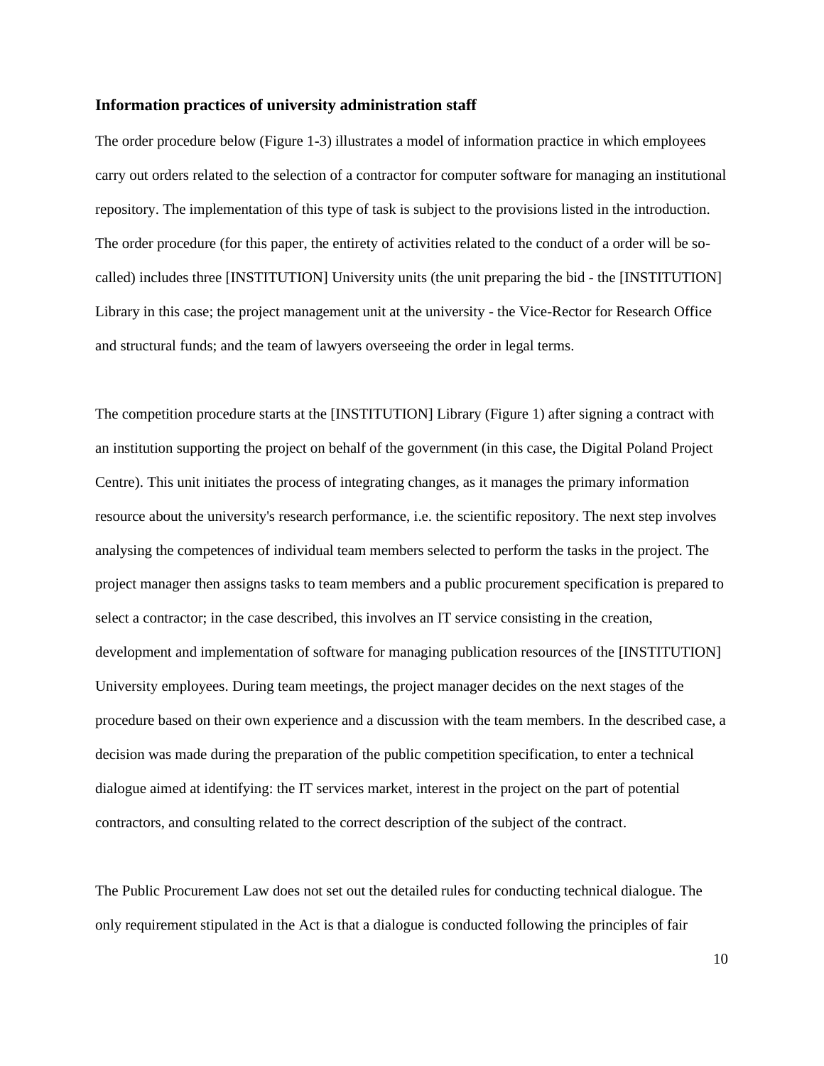### Information practices of university administration staff

The order procedure below (Figure 1-3) illustrates a model of information practice in which employees carry out orders related to the selection of a contractor for computer software for managing an institutional repository. The implementation of this type of task is subject to the provisions listed in the introduction. The order procedure (for this paper, the entirety of activities related to the conduct of a order will be so-called) includes three [INSTITUTION] University units (the unit preparing the bid - the [INSTITUTION] Library in this case; the project management unit at the university - the Vice-Rector for Research Office and structural funds; and the team of lawyers overseeing the order in legal terms.

The competition procedure starts at the [INSTITUTION] Library (Figure 1) after signing a contract with an institution supporting the project on behalf of the government (in this case, the Digital Poland Project Centre). This unit initiates the process of integrating changes, as it manages the primary information resource about the university's research performance, i.e. the scientific repository. The next step involves analysing the competences of individual team members selected to perform the tasks in the project. The project manager then assigns tasks to team members and a public procurement specification is prepared to select a contractor; in the case described, this involves an IT service consisting in the creation, development and implementation of software for managing publication resources of the [INSTITUTION] University employees. During team meetings, the project manager decides on the next stages of the procedure based on their own experience and a discussion with the team members. In the described case, a decision was made during the preparation of the public competition specification, to enter a technical dialogue aimed at identifying: the IT services market, interest in the project on the part of potential contractors, and consulting related to the correct description of the subject of the contract.

The Public Procurement Law does not set out the detailed rules for conducting technical dialogue. The only requirement stipulated in the Act is that a dialogue is conducted following the principles of fair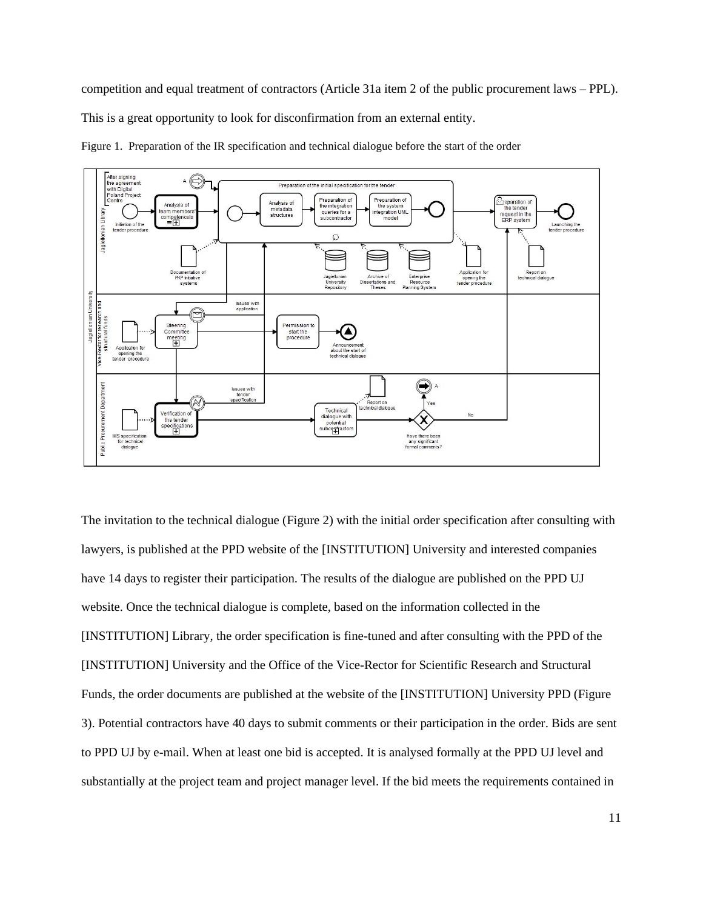competition and equal treatment of contractors (Article 31a item 2 of the public procurement laws – PPL). This is a great opportunity to look for disconfirmation from an external entity.

Figure 1. Preparation of the IR specification and technical dialogue before the start of the order

The invitation to the technical dialogue (Figure 2) with the initial order specification after consulting with lawyers, is published at the PPD website of the [INSTITUTION] University and interested companies have 14 days to register their participation. The results of the dialogue are published on the PPD UJ website. Once the technical dialogue is complete, based on the information collected in the [INSTITUTION] Library, the order specification is fine-tuned and after consulting with the PPD of the [INSTITUTION] University and the Office of the Vice-Rector for Scientific Research and Structural Funds, the order documents are published at the website of the [INSTITUTION] University PPD (Figure 3). Potential contractors have 40 days to submit comments or their participation in the order. Bids are sent to PPD UJ by e-mail. When at least one bid is accepted. It is analysed formally at the PPD UJ level and substantially at the project team and project manager level. If the bid meets the requirements contained in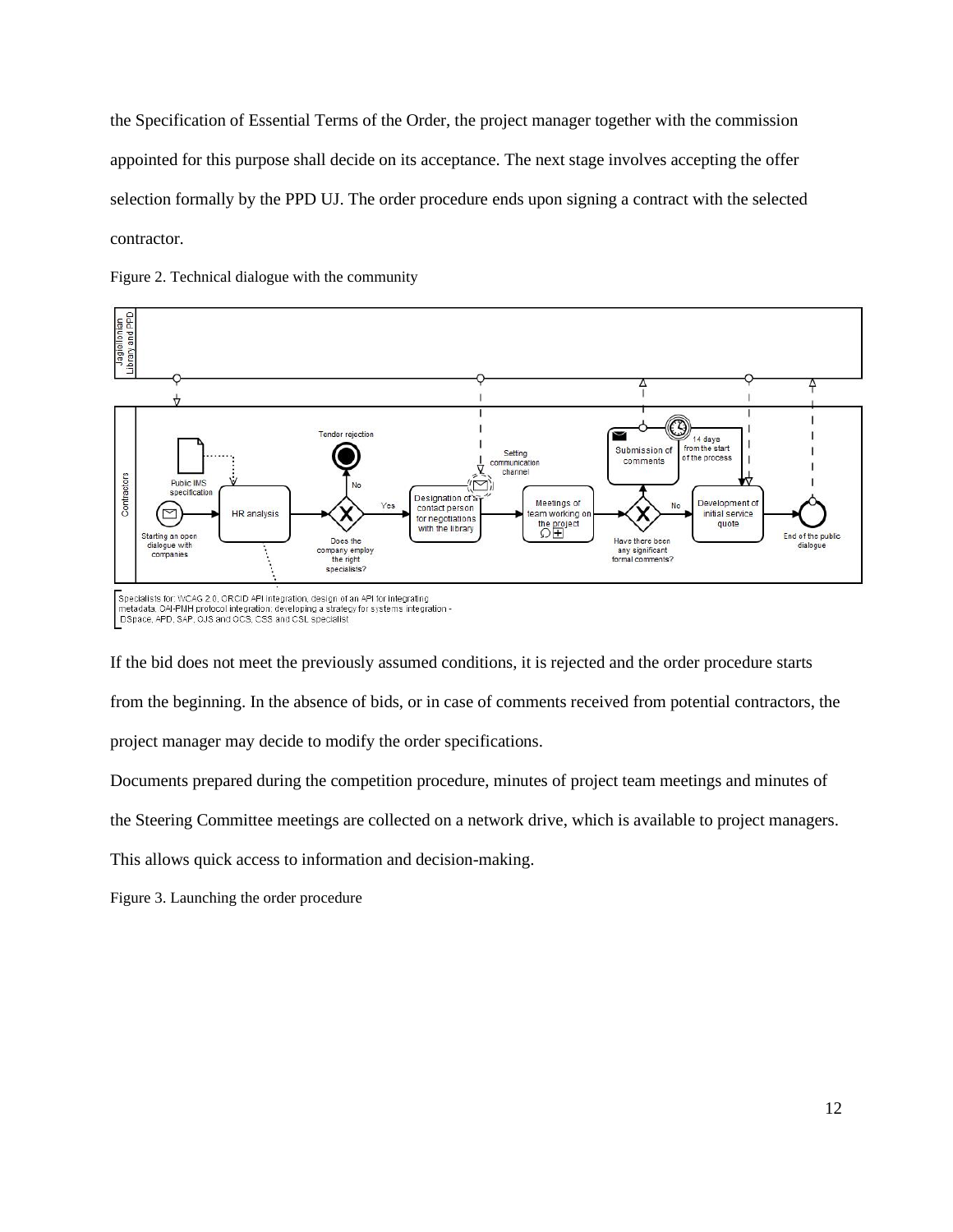the Specification of Essential Terms of the Order, the project manager together with the commission appointed for this purpose shall decide on its acceptance. The next stage involves accepting the offer selection formally by the PPD UJ. The order procedure ends upon signing a contract with the selected contractor.

Figure 2. Technical dialogue with the community

If the bid does not meet the previously assumed conditions, it is rejected and the order procedure starts from the beginning. In the absence of bids, or in case of comments received from potential contractors, the project manager may decide to modify the order specifications.

Documents prepared during the competition procedure, minutes of project team meetings and minutes of the Steering Committee meetings are collected on a network drive, which is available to project managers. This allows quick access to information and decision-making.

Figure 3. Launching the order procedure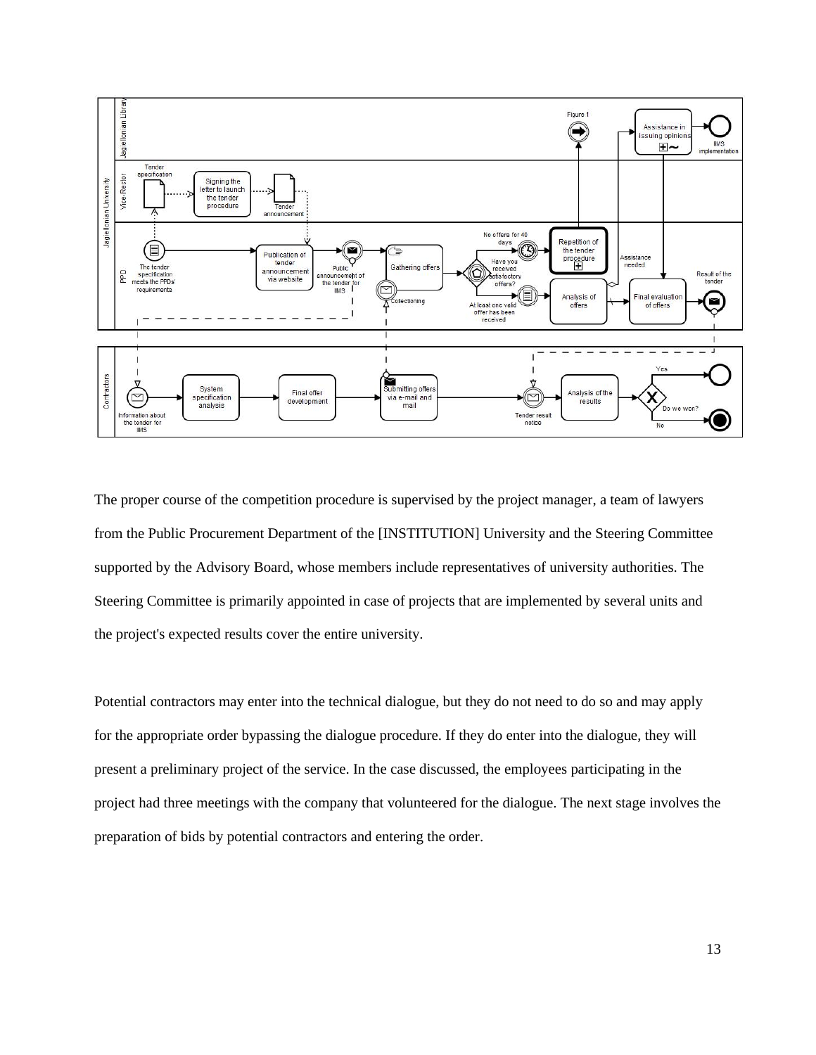The proper course of the competition procedure is supervised by the project manager, a team of lawyers from the Public Procurement Department of the [INSTITUTION] University and the Steering Committee supported by the Advisory Board, whose members include representatives of university authorities. The Steering Committee is primarily appointed in case of projects that are implemented by several units and the project's expected results cover the entire university.

Potential contractors may enter into the technical dialogue, but they do not need to do so and may apply for the appropriate order bypassing the dialogue procedure. If they do enter into the dialogue, they will present a preliminary project of the service. In the case discussed, the employees participating in the project had three meetings with the company that volunteered for the dialogue. The next stage involves the preparation of bids by potential contractors and entering the order.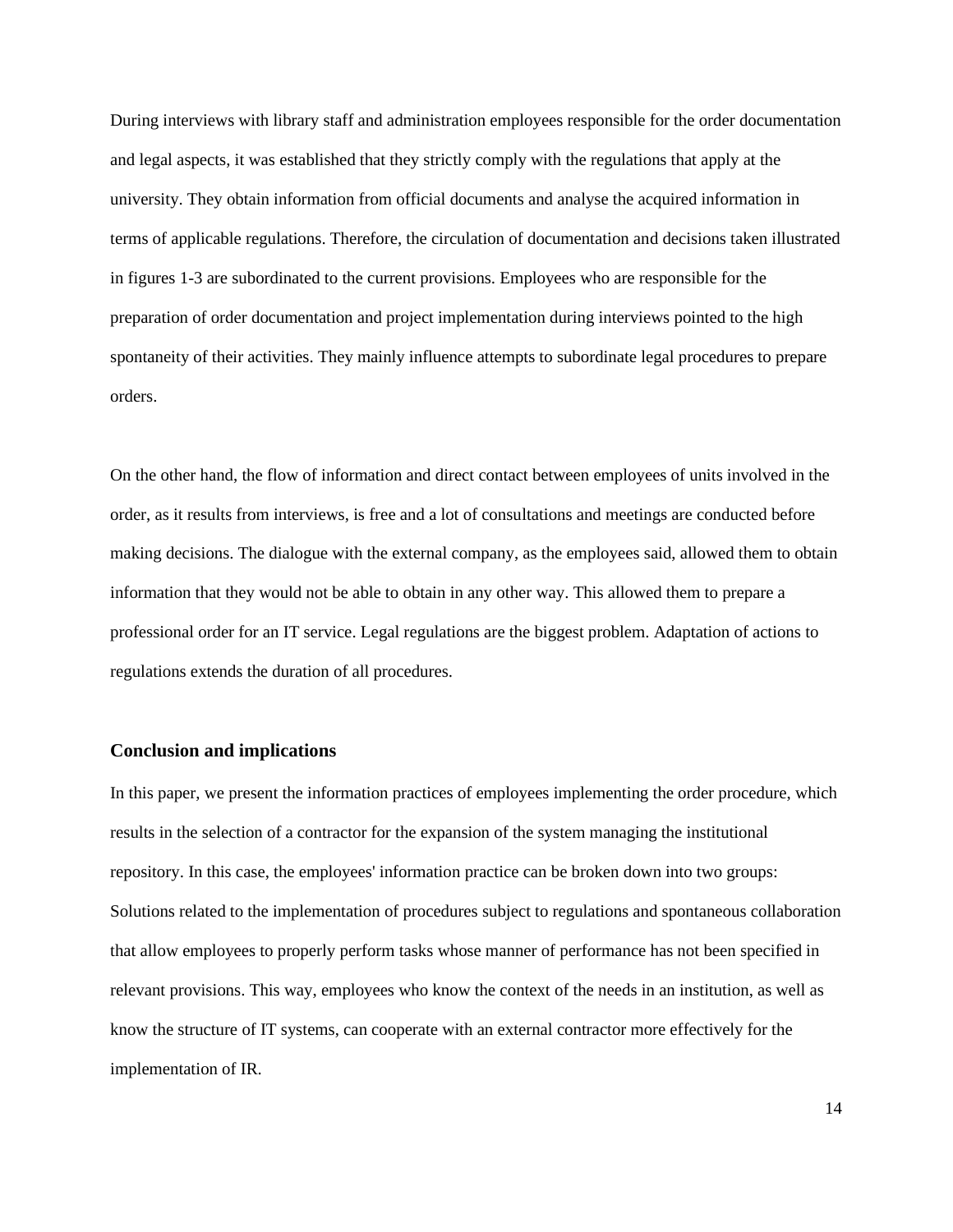During interviews with library staff and administration employees responsible for the order documentation and legal aspects, it was established that they strictly comply with the regulations that apply at the university. They obtain information from official documents and analyse the acquired information in terms of applicable regulations. Therefore, the circulation of documentation and decisions taken illustrated in figures 1-3 are subordinated to the current provisions. Employees who are responsible for the preparation of order documentation and project implementation during interviews pointed to the high spontaneity of their activities. They mainly influence attempts to subordinate legal procedures to prepare orders.

On the other hand, the flow of information and direct contact between employees of units involved in the order, as it results from interviews, is free and a lot of consultations and meetings are conducted before making decisions. The dialogue with the external company, as the employees said, allowed them to obtain information that they would not be able to obtain in any other way. This allowed them to prepare a professional order for an IT service. Legal regulations are the biggest problem. Adaptation of actions to regulations extends the duration of all procedures.

## Conclusion and implications

In this paper, we present the information practices of employees implementing the order procedure, which results in the selection of a contractor for the expansion of the system managing the institutional repository. In this case, the employees' information practice can be broken down into two groups: Solutions related to the implementation of procedures subject to regulations and spontaneous collaboration that allow employees to properly perform tasks whose manner of performance has not been specified in relevant provisions. This way, employees who know the context of the needs in an institution, as well as know the structure of IT systems, can cooperate with an external contractor more effectively for the implementation of IR.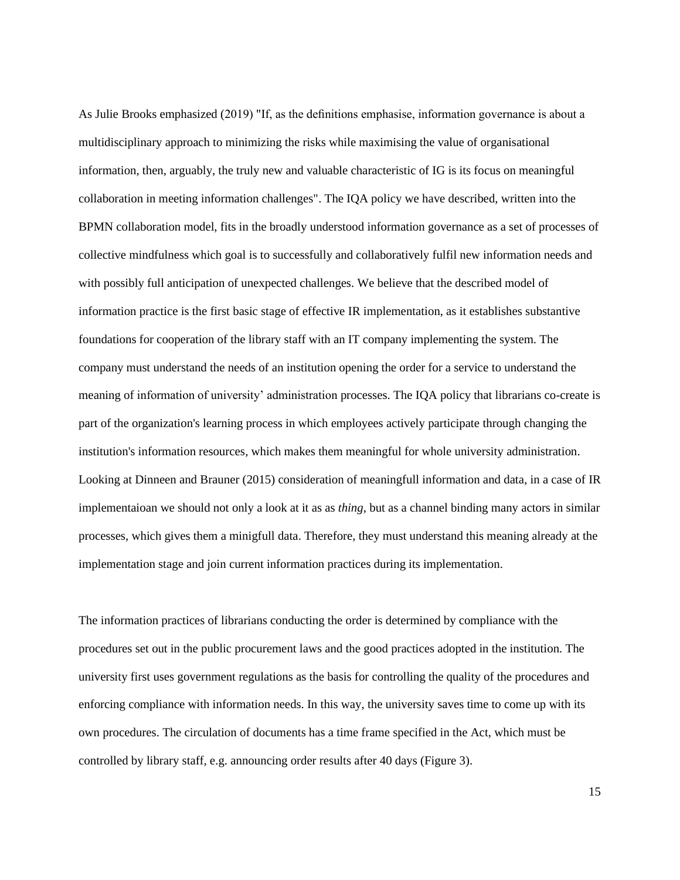As Julie Brooks emphasized (2019) "If, as the definitions emphasise, information governance is about a multidisciplinary approach to minimizing the risks while maximising the value of organisational information, then, arguably, the truly new and valuable characteristic of IG is its focus on meaningful collaboration in meeting information challenges". The IQA policy we have described, written into the BPMN collaboration model, fits in the broadly understood information governance as a set of processes of collective mindfulness which goal is to successfully and collaboratively fulfil new information needs and with possibly full anticipation of unexpected challenges. We believe that the described model of information practice is the first basic stage of effective IR implementation, as it establishes substantive foundations for cooperation of the library staff with an IT company implementing the system. The company must understand the needs of an institution opening the order for a service to understand the meaning of information of university' administration processes. The IQA policy that librarians co-create is part of the organization's learning process in which employees actively participate through changing the institution's information resources, which makes them meaningful for whole university administration. Looking at Dinneen and Brauner (2015) consideration of meaningfull information and data, in a case of IR implementaioan we should not only a look at it as as *thing*, but as a channel binding many actors in similar processes, which gives them a minigfull data. Therefore, they must understand this meaning already at the implementation stage and join current information practices during its implementation.

The information practices of librarians conducting the order is determined by compliance with the procedures set out in the public procurement laws and the good practices adopted in the institution. The university first uses government regulations as the basis for controlling the quality of the procedures and enforcing compliance with information needs. In this way, the university saves time to come up with its own procedures. The circulation of documents has a time frame specified in the Act, which must be controlled by library staff, e.g. announcing order results after 40 days (Figure 3).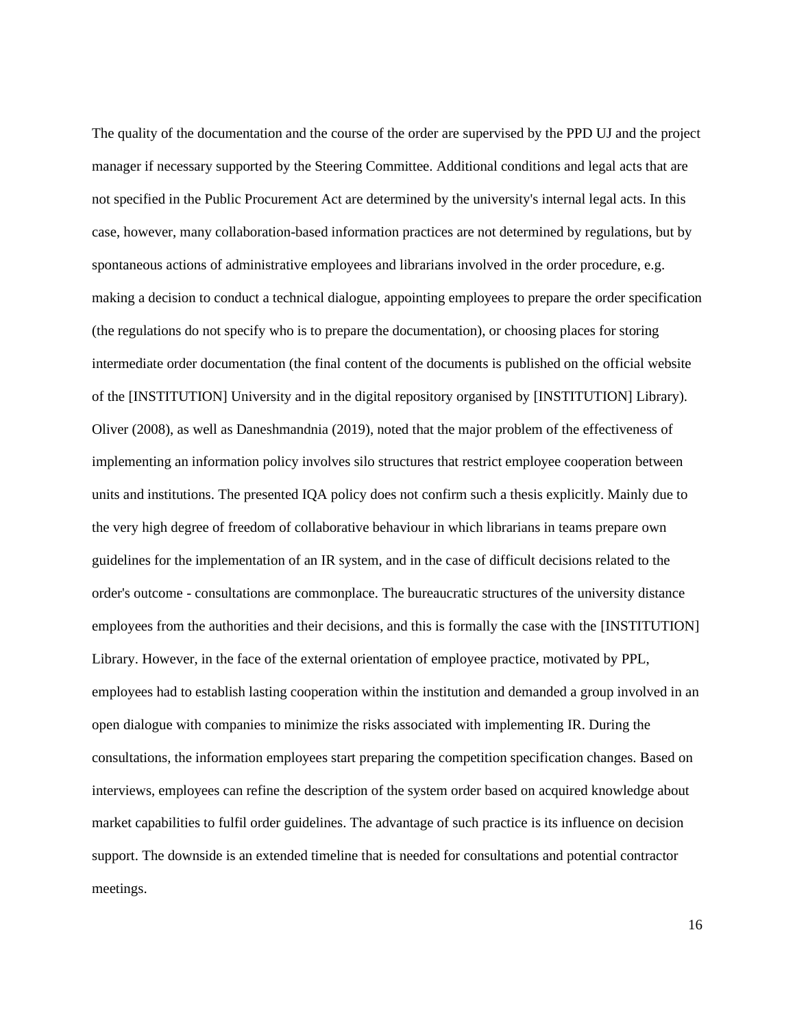The quality of the documentation and the course of the order are supervised by the PPD UJ and the project manager if necessary supported by the Steering Committee. Additional conditions and legal acts that are not specified in the Public Procurement Act are determined by the university's internal legal acts. In this case, however, many collaboration-based information practices are not determined by regulations, but by spontaneous actions of administrative employees and librarians involved in the order procedure, e.g. making a decision to conduct a technical dialogue, appointing employees to prepare the order specification (the regulations do not specify who is to prepare the documentation), or choosing places for storing intermediate order documentation (the final content of the documents is published on the official website of the [INSTITUTION] University and in the digital repository organised by [INSTITUTION] Library). Oliver (2008), as well as Daneshmandnia (2019), noted that the major problem of the effectiveness of implementing an information policy involves silo structures that restrict employee cooperation between units and institutions. The presented IQA policy does not confirm such a thesis explicitly. Mainly due to the very high degree of freedom of collaborative behaviour in which librarians in teams prepare own guidelines for the implementation of an IR system, and in the case of difficult decisions related to the order's outcome - consultations are commonplace. The bureaucratic structures of the university distance employees from the authorities and their decisions, and this is formally the case with the [INSTITUTION] Library. However, in the face of the external orientation of employee practice, motivated by PPL, employees had to establish lasting cooperation within the institution and demanded a group involved in an open dialogue with companies to minimize the risks associated with implementing IR. During the consultations, the information employees start preparing the competition specification changes. Based on interviews, employees can refine the description of the system order based on acquired knowledge about market capabilities to fulfil order guidelines. The advantage of such practice is its influence on decision support. The downside is an extended timeline that is needed for consultations and potential contractor meetings.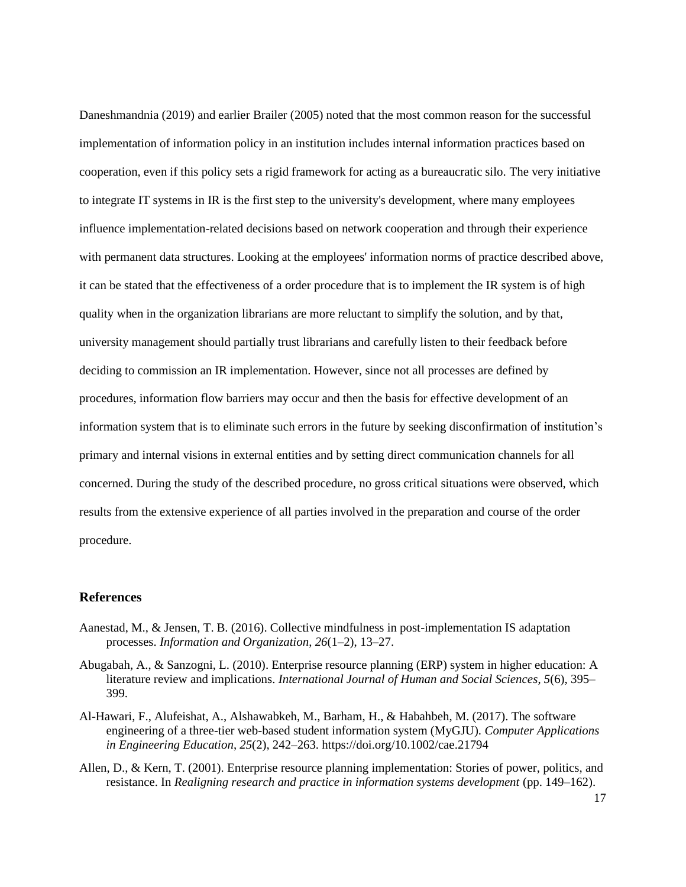Daneshmandnia (2019) and earlier Brailer (2005) noted that the most common reason for the successful implementation of information policy in an institution includes internal information practices based on cooperation, even if this policy sets a rigid framework for acting as a bureaucratic silo. The very initiative to integrate IT systems in IR is the first step to the university's development, where many employees influence implementation-related decisions based on network cooperation and through their experience with permanent data structures. Looking at the employees' information norms of practice described above, it can be stated that the effectiveness of a order procedure that is to implement the IR system is of high quality when in the organization librarians are more reluctant to simplify the solution, and by that, university management should partially trust librarians and carefully listen to their feedback before deciding to commission an IR implementation. However, since not all processes are defined by procedures, information flow barriers may occur and then the basis for effective development of an information system that is to eliminate such errors in the future by seeking disconfirmation of institution's primary and internal visions in external entities and by setting direct communication channels for all concerned. During the study of the described procedure, no gross critical situations were observed, which results from the extensive experience of all parties involved in the preparation and course of the order procedure.

## References

Aanestad, M., & Jensen, T. B. (2016). Collective mindfulness in post-implementation IS adaptation processes. *Information and Organization*, *26*(1–2), 13–27.

Abugabah, A., & Sanzogni, L. (2010). Enterprise resource planning (ERP) system in higher education: A literature review and implications. *International Journal of Human and Social Sciences*, *5*(6), 395–399.

Al-Hawari, F., Alufeishat, A., Alshawabkeh, M., Barham, H., & Habahbeh, M. (2017). The software engineering of a three-tier web-based student information system (MyGJU). *Computer Applications in Engineering Education*, *25*(2), 242–263. https://doi.org/10.1002/cae.21794

Allen, D., & Kern, T. (2001). Enterprise resource planning implementation: Stories of power, politics, and resistance. In *Realigning research and practice in information systems development* (pp. 149–162).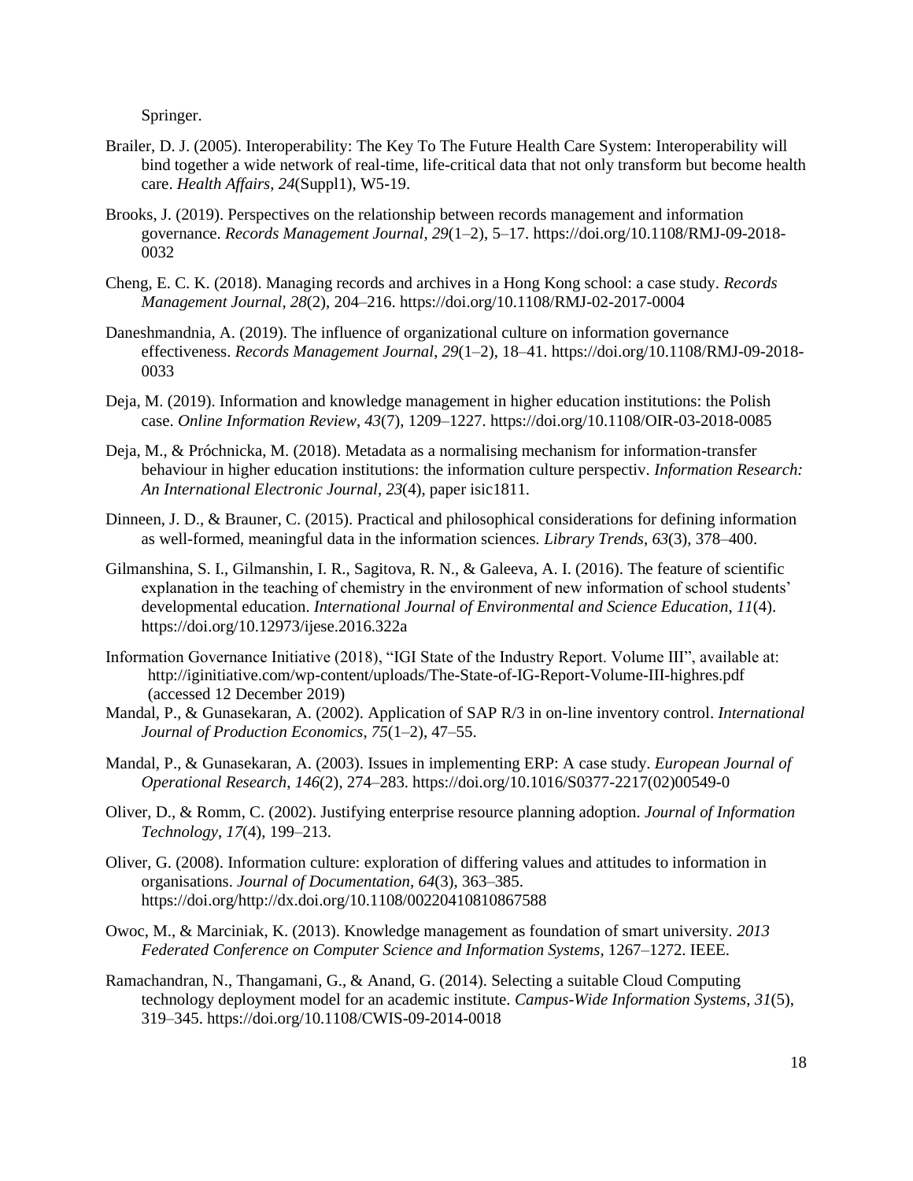Springer.

Brailer, D. J. (2005). Interoperability: The Key To The Future Health Care System: Interoperability will bind together a wide network of real-time, life-critical data that not only transform but become health care. *Health Affairs*, *24*(Suppl1), W5-19.

Brooks, J. (2019). Perspectives on the relationship between records management and information governance. *Records Management Journal*, *29*(1–2), 5–17. https://doi.org/10.1108/RMJ-09-2018-0032

Cheng, E. C. K. (2018). Managing records and archives in a Hong Kong school: a case study. *Records Management Journal*, *28*(2), 204–216. https://doi.org/10.1108/RMJ-02-2017-0004

Daneshmandnia, A. (2019). The influence of organizational culture on information governance effectiveness. *Records Management Journal*, *29*(1–2), 18–41. https://doi.org/10.1108/RMJ-09-2018-0033

Deja, M. (2019). Information and knowledge management in higher education institutions: the Polish case. *Online Information Review*, *43*(7), 1209–1227. https://doi.org/10.1108/OIR-03-2018-0085

Deja, M., & Próchnicka, M. (2018). Metadata as a normalising mechanism for information-transfer behaviour in higher education institutions: the information culture perspectiv. *Information Research: An International Electronic Journal*, *23*(4), paper isic1811.

Dinneen, J. D., & Brauner, C. (2015). Practical and philosophical considerations for defining information as well-formed, meaningful data in the information sciences. *Library Trends*, *63*(3), 378–400.

Gilmanshina, S. I., Gilmanshin, I. R., Sagitova, R. N., & Galeeva, A. I. (2016). The feature of scientific explanation in the teaching of chemistry in the environment of new information of school students' developmental education. *International Journal of Environmental and Science Education*, *11*(4). https://doi.org/10.12973/ijese.2016.322a

Information Governance Initiative (2018), "IGI State of the Industry Report. Volume III", available at: http://iginitiative.com/wp-content/uploads/The-State-of-IG-Report-Volume-III-highres.pdf (accessed 12 December 2019)

Mandal, P., & Gunasekaran, A. (2002). Application of SAP R/3 in on-line inventory control. *International Journal of Production Economics*, *75*(1–2), 47–55.

Mandal, P., & Gunasekaran, A. (2003). Issues in implementing ERP: A case study. *European Journal of Operational Research*, *146*(2), 274–283. https://doi.org/10.1016/S0377-2217(02)00549-0

Oliver, D., & Romm, C. (2002). Justifying enterprise resource planning adoption. *Journal of Information Technology*, *17*(4), 199–213.

Oliver, G. (2008). Information culture: exploration of differing values and attitudes to information in organisations. *Journal of Documentation*, *64*(3), 363–385. https://doi.org/http://dx.doi.org/10.1108/00220410810867588

Owoc, M., & Marciniak, K. (2013). Knowledge management as foundation of smart university. *2013 Federated Conference on Computer Science and Information Systems*, 1267–1272. IEEE.

Ramachandran, N., Thangamani, G., & Anand, G. (2014). Selecting a suitable Cloud Computing technology deployment model for an academic institute. *Campus-Wide Information Systems*, *31*(5), 319–345. https://doi.org/10.1108/CWIS-09-2014-0018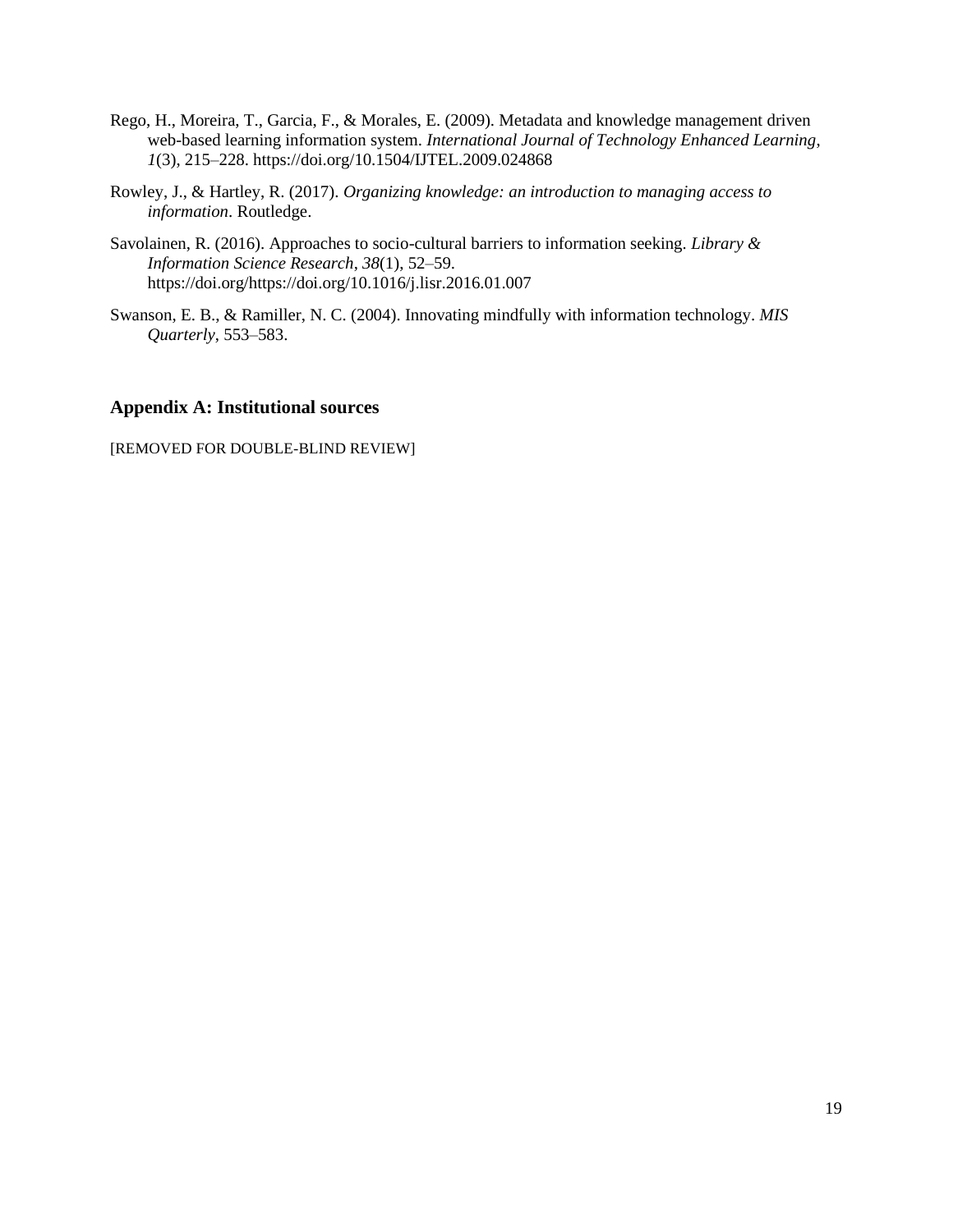Rego, H., Moreira, T., Garcia, F., & Morales, E. (2009). Metadata and knowledge management driven web-based learning information system. *International Journal of Technology Enhanced Learning*, *1*(3), 215–228. https://doi.org/10.1504/IJTEL.2009.024868

Rowley, J., & Hartley, R. (2017). *Organizing knowledge: an introduction to managing access to information*. Routledge.

Savolainen, R. (2016). Approaches to socio-cultural barriers to information seeking. *Library & Information Science Research*, *38*(1), 52–59. https://doi.org/https://doi.org/10.1016/j.lisr.2016.01.007

Swanson, E. B., & Ramiller, N. C. (2004). Innovating mindfully with information technology. *MIS Quarterly*, 553–583.

## Appendix A: Institutional sources

[REMOVED FOR DOUBLE-BLIND REVIEW]